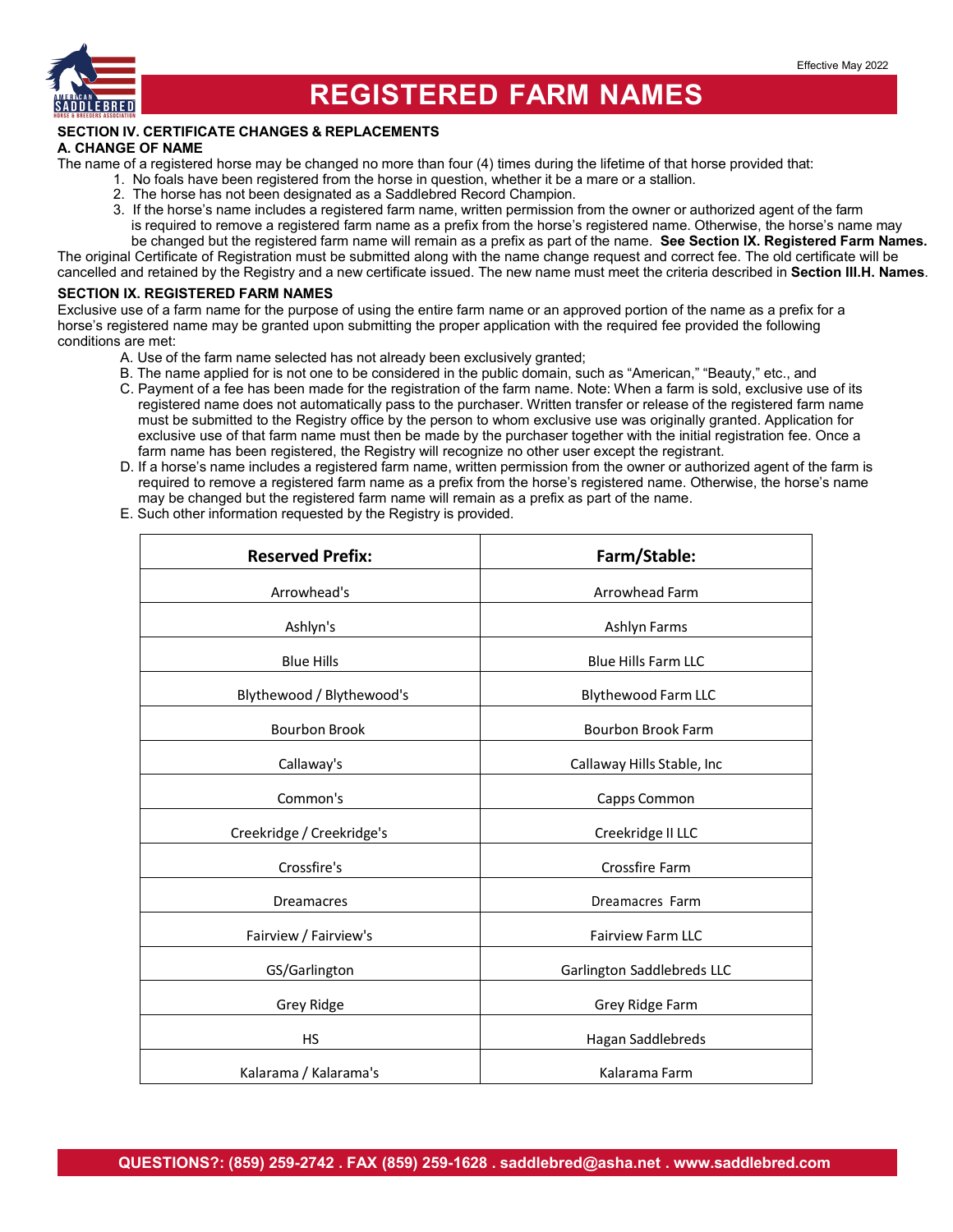Effective May 2022

# REGISTERED FARM NAMES

**SECTION IV. CERTIFICATE CHANGES & REPLACEMENTS**

**A. CHANGE OF NAME**

The name of a registered horse may be changed no more than four (4) times during the lifetime of that horse provided that:

1. No foals have been registered from the horse in question, whether it be a mare or a stallion.
2. The horse has not been designated as a Saddlebred Record Champion.
3. If the horse's name includes a registered farm name, written permission from the owner or authorized agent of the farm is required to remove a registered farm name as a prefix from the horse's registered name. Otherwise, the horse's name may be changed but the registered farm name will remain as a prefix as part of the name. **See Section IX. Registered Farm Names.**

The original Certificate of Registration must be submitted along with the name change request and correct fee. The old certificate will be cancelled and retained by the Registry and a new certificate issued. The new name must meet the criteria described in **Section III.H. Names**.

**SECTION IX. REGISTERED FARM NAMES**

Exclusive use of a farm name for the purpose of using the entire farm name or an approved portion of the name as a prefix for a horse's registered name may be granted upon submitting the proper application with the required fee provided the following conditions are met:

A. Use of the farm name selected has not already been exclusively granted;

B. The name applied for is not one to be considered in the public domain, such as "American," "Beauty," etc., and

C. Payment of a fee has been made for the registration of the farm name. Note: When a farm is sold, exclusive use of its registered name does not automatically pass to the purchaser. Written transfer or release of the registered farm name must be submitted to the Registry office by the person to whom exclusive use was originally granted. Application for exclusive use of that farm name must then be made by the purchaser together with the initial registration fee. Once a farm name has been registered, the Registry will recognize no other user except the registrant.

D. If a horse's name includes a registered farm name, written permission from the owner or authorized agent of the farm is required to remove a registered farm name as a prefix from the horse's registered name. Otherwise, the horse's name may be changed but the registered farm name will remain as a prefix as part of the name.

E. Such other information requested by the Registry is provided.

| Reserved Prefix: | Farm/Stable: |
|---|---|
| Arrowhead's | Arrowhead Farm |
| Ashlyn's | Ashlyn Farms |
| Blue Hills | Blue Hills Farm LLC |
| Blythewood / Blythewood's | Blythewood Farm LLC |
| Bourbon Brook | Bourbon Brook Farm |
| Callaway's | Callaway Hills Stable, Inc |
| Common's | Capps Common |
| Creekridge / Creekridge's | Creekridge II LLC |
| Crossfire's | Crossfire Farm |
| Dreamacres | Dreamacres Farm |
| Fairview / Fairview's | Fairview Farm LLC |
| GS/Garlington | Garlington Saddlebreds LLC |
| Grey Ridge | Grey Ridge Farm |
| HS | Hagan Saddlebreds |
| Kalarama / Kalarama's | Kalarama Farm |

QUESTIONS?: (859) 259-2742 . FAX (859) 259-1628 . saddlebred@asha.net . www.saddlebred.com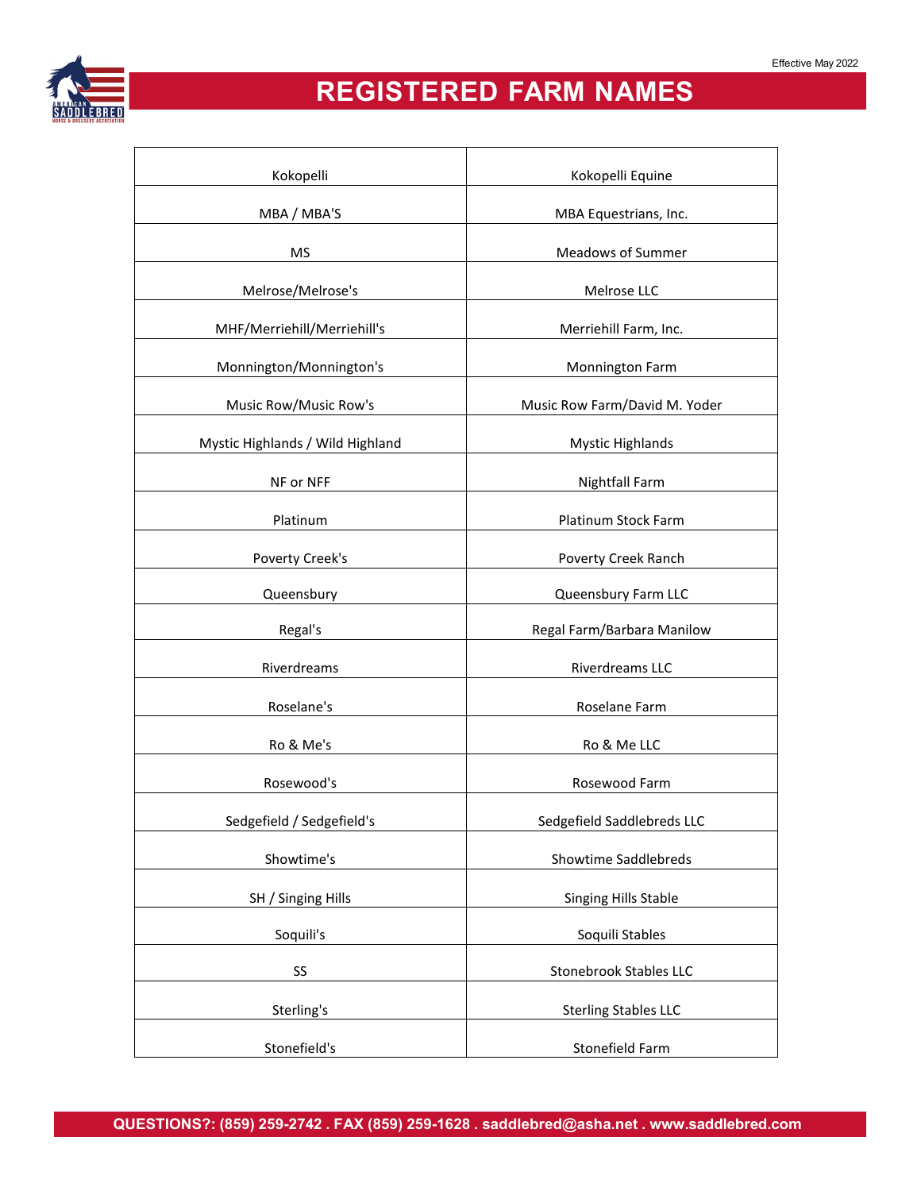# REGISTERED FARM NAMES

| | |
|---|---|
| Kokopelli | Kokopelli Equine |
| MBA / MBA'S | MBA Equestrians, Inc. |
| MS | Meadows of Summer |
| Melrose/Melrose's | Melrose LLC |
| MHF/Merriehill/Merriehill's | Merriehill Farm, Inc. |
| Monnington/Monnington's | Monnington Farm |
| Music Row/Music Row's | Music Row Farm/David M. Yoder |
| Mystic Highlands / Wild Highland | Mystic Highlands |
| NF or NFF | Nightfall Farm |
| Platinum | Platinum Stock Farm |
| Poverty Creek's | Poverty Creek Ranch |
| Queensbury | Queensbury Farm LLC |
| Regal's | Regal Farm/Barbara Manilow |
| Riverdreams | Riverdreams LLC |
| Roselane's | Roselane Farm |
| Ro & Me's | Ro & Me LLC |
| Rosewood's | Rosewood Farm |
| Sedgefield / Sedgefield's | Sedgefield Saddlebreds LLC |
| Showtime's | Showtime Saddlebreds |
| SH / Singing Hills | Singing Hills Stable |
| Soquili's | Soquili Stables |
| SS | Stonebrook Stables LLC |
| Sterling's | Sterling Stables LLC |
| Stonefield's | Stonefield Farm |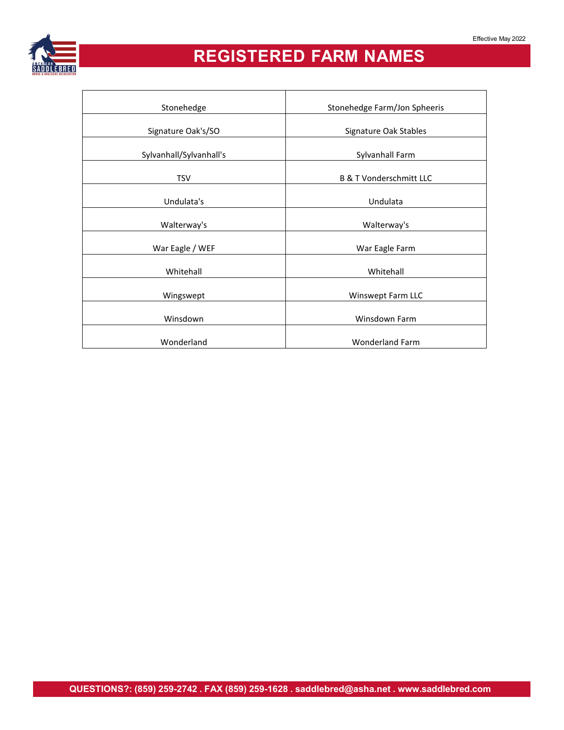Effective May 2022

# REGISTERED FARM NAMES

| | |
|---|---|
| Stonehedge | Stonehedge Farm/Jon Spheeris |
| Signature Oak's/SO | Signature Oak Stables |
| Sylvanhall/Sylvanhall's | Sylvanhall Farm |
| TSV | B & T Vonderschmitt LLC |
| Undulata's | Undulata |
| Walterway's | Walterway's |
| War Eagle / WEF | War Eagle Farm |
| Whitehall | Whitehall |
| Wingswept | Winswept Farm LLC |
| Winsdown | Winsdown Farm |
| Wonderland | Wonderland Farm |

**QUESTIONS?: (859) 259-2742 . FAX (859) 259-1628 . saddlebred@asha.net . www.saddlebred.com**